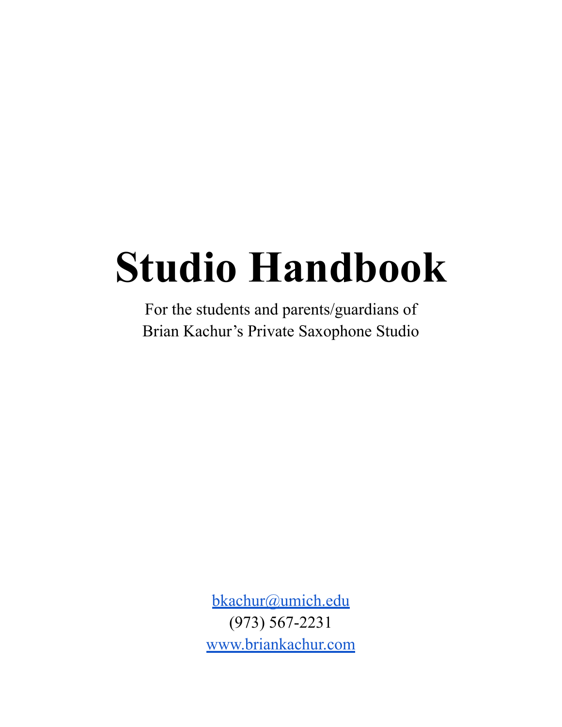# Studio Handbook

For the students and parents/guardians of
Brian Kachur's Private Saxophone Studio

[bkachur@umich.edu](mailto:bkachur@umich.edu)
(973) 567-2231
[www.briankachur.com](http://www.briankachur.com)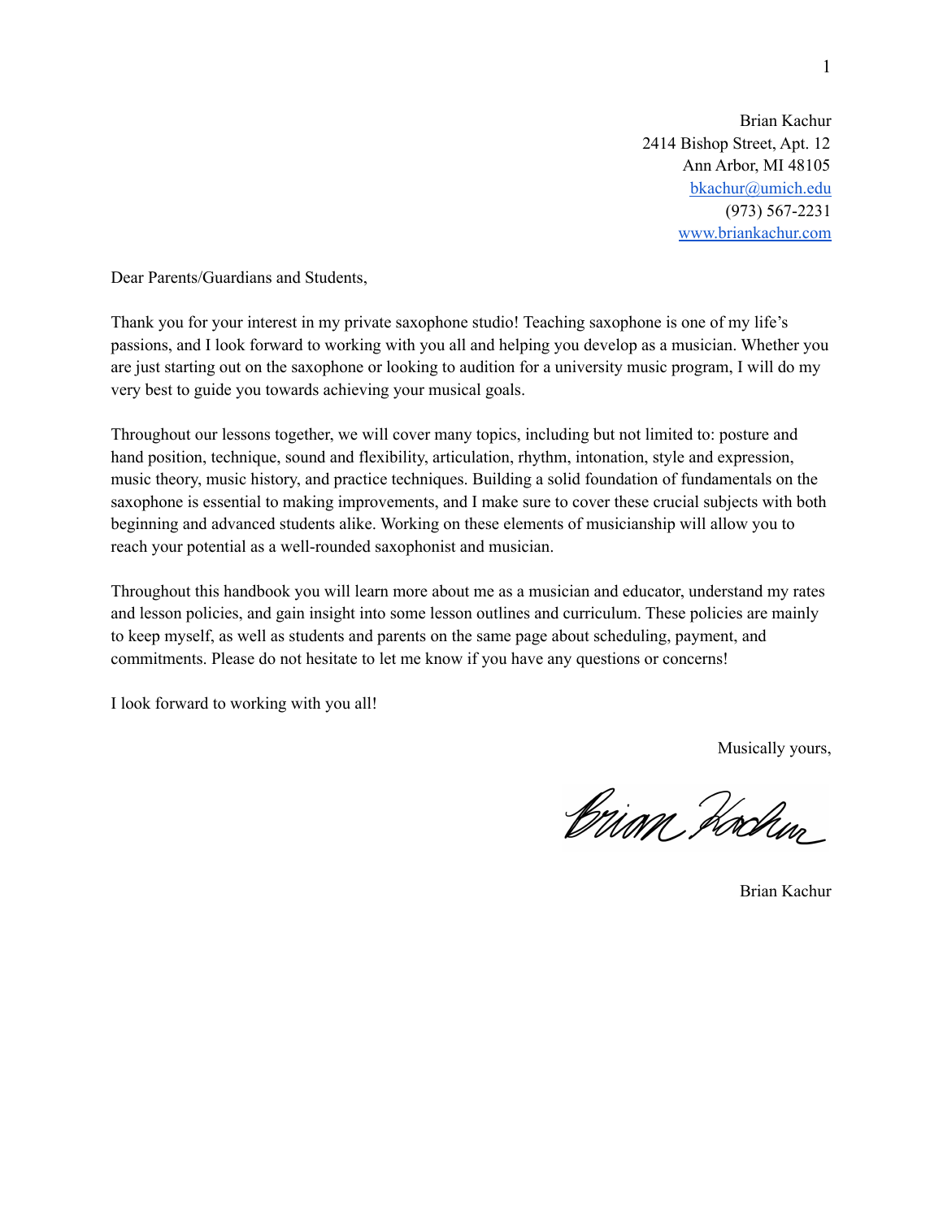Brian Kachur
2414 Bishop Street, Apt. 12
Ann Arbor, MI 48105
bkachur@umich.edu
(973) 567-2231
www.briankachur.com

Dear Parents/Guardians and Students,

Thank you for your interest in my private saxophone studio! Teaching saxophone is one of my life's passions, and I look forward to working with you all and helping you develop as a musician. Whether you are just starting out on the saxophone or looking to audition for a university music program, I will do my very best to guide you towards achieving your musical goals.

Throughout our lessons together, we will cover many topics, including but not limited to: posture and hand position, technique, sound and flexibility, articulation, rhythm, intonation, style and expression, music theory, music history, and practice techniques. Building a solid foundation of fundamentals on the saxophone is essential to making improvements, and I make sure to cover these crucial subjects with both beginning and advanced students alike. Working on these elements of musicianship will allow you to reach your potential as a well-rounded saxophonist and musician.

Throughout this handbook you will learn more about me as a musician and educator, understand my rates and lesson policies, and gain insight into some lesson outlines and curriculum. These policies are mainly to keep myself, as well as students and parents on the same page about scheduling, payment, and commitments. Please do not hesitate to let me know if you have any questions or concerns!

I look forward to working with you all!

Musically yours,

Brian Kachur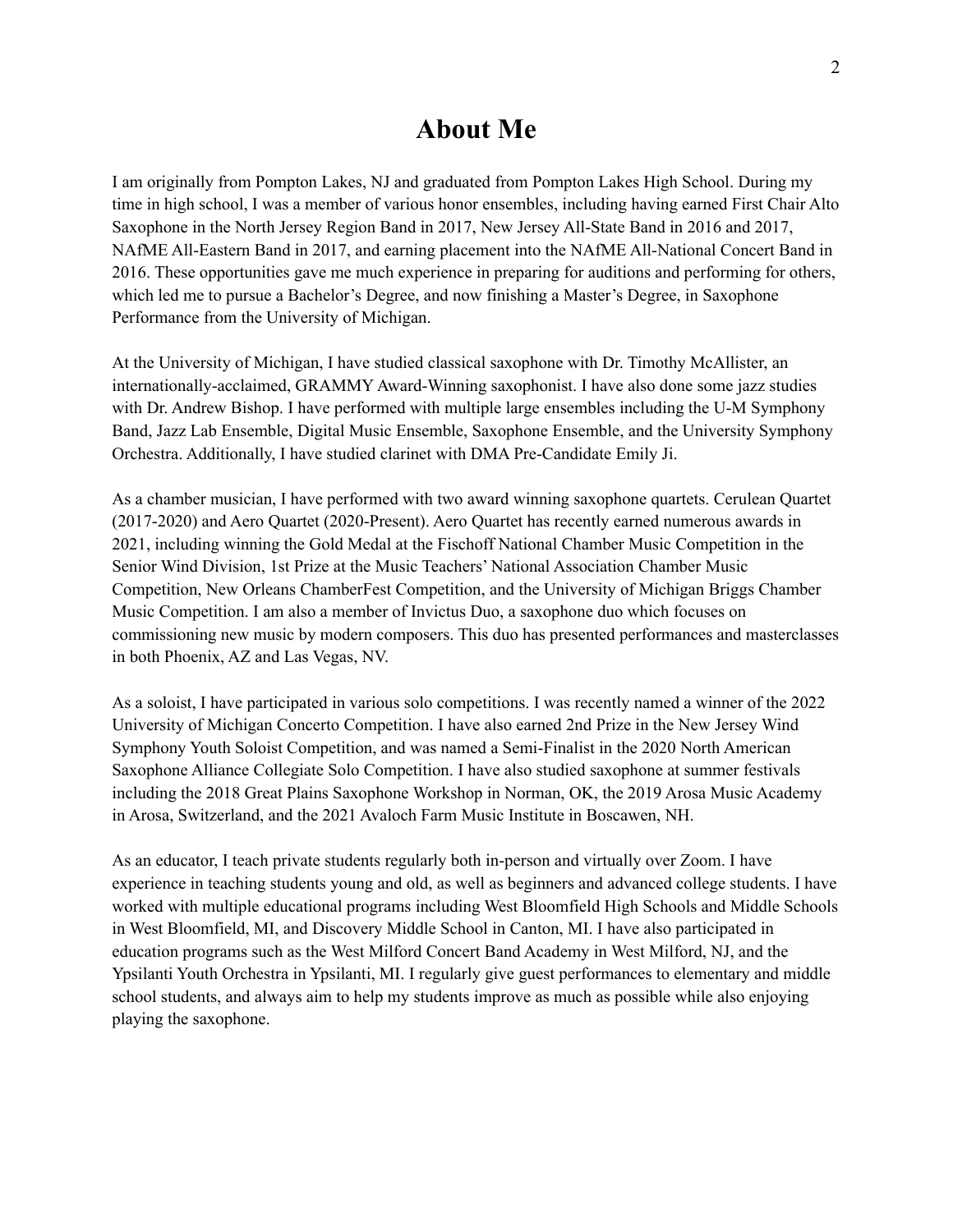# About Me

I am originally from Pompton Lakes, NJ and graduated from Pompton Lakes High School. During my time in high school, I was a member of various honor ensembles, including having earned First Chair Alto Saxophone in the North Jersey Region Band in 2017, New Jersey All-State Band in 2016 and 2017, NAfME All-Eastern Band in 2017, and earning placement into the NAfME All-National Concert Band in 2016. These opportunities gave me much experience in preparing for auditions and performing for others, which led me to pursue a Bachelor's Degree, and now finishing a Master's Degree, in Saxophone Performance from the University of Michigan.

At the University of Michigan, I have studied classical saxophone with Dr. Timothy McAllister, an internationally-acclaimed, GRAMMY Award-Winning saxophonist. I have also done some jazz studies with Dr. Andrew Bishop. I have performed with multiple large ensembles including the U-M Symphony Band, Jazz Lab Ensemble, Digital Music Ensemble, Saxophone Ensemble, and the University Symphony Orchestra. Additionally, I have studied clarinet with DMA Pre-Candidate Emily Ji.

As a chamber musician, I have performed with two award winning saxophone quartets. Cerulean Quartet (2017-2020) and Aero Quartet (2020-Present). Aero Quartet has recently earned numerous awards in 2021, including winning the Gold Medal at the Fischoff National Chamber Music Competition in the Senior Wind Division, 1st Prize at the Music Teachers' National Association Chamber Music Competition, New Orleans ChamberFest Competition, and the University of Michigan Briggs Chamber Music Competition. I am also a member of Invictus Duo, a saxophone duo which focuses on commissioning new music by modern composers. This duo has presented performances and masterclasses in both Phoenix, AZ and Las Vegas, NV.

As a soloist, I have participated in various solo competitions. I was recently named a winner of the 2022 University of Michigan Concerto Competition. I have also earned 2nd Prize in the New Jersey Wind Symphony Youth Soloist Competition, and was named a Semi-Finalist in the 2020 North American Saxophone Alliance Collegiate Solo Competition. I have also studied saxophone at summer festivals including the 2018 Great Plains Saxophone Workshop in Norman, OK, the 2019 Arosa Music Academy in Arosa, Switzerland, and the 2021 Avaloch Farm Music Institute in Boscawen, NH.

As an educator, I teach private students regularly both in-person and virtually over Zoom. I have experience in teaching students young and old, as well as beginners and advanced college students. I have worked with multiple educational programs including West Bloomfield High Schools and Middle Schools in West Bloomfield, MI, and Discovery Middle School in Canton, MI. I have also participated in education programs such as the West Milford Concert Band Academy in West Milford, NJ, and the Ypsilanti Youth Orchestra in Ypsilanti, MI. I regularly give guest performances to elementary and middle school students, and always aim to help my students improve as much as possible while also enjoying playing the saxophone.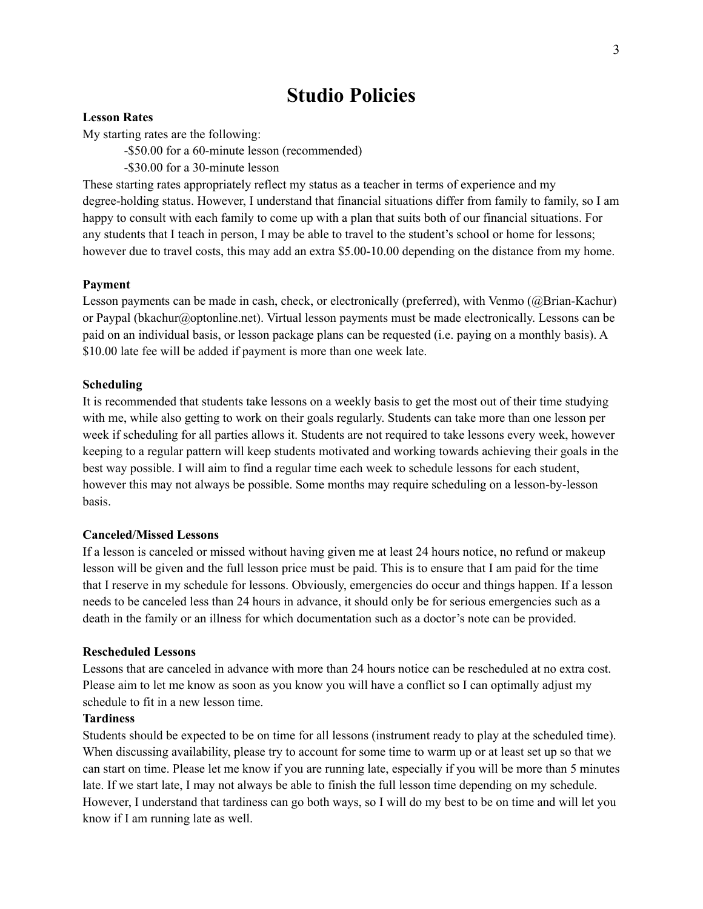# Studio Policies

**Lesson Rates**

My starting rates are the following:

-$50.00 for a 60-minute lesson (recommended)

-$30.00 for a 30-minute lesson

These starting rates appropriately reflect my status as a teacher in terms of experience and my degree-holding status. However, I understand that financial situations differ from family to family, so I am happy to consult with each family to come up with a plan that suits both of our financial situations. For any students that I teach in person, I may be able to travel to the student's school or home for lessons; however due to travel costs, this may add an extra $5.00-10.00 depending on the distance from my home.

**Payment**

Lesson payments can be made in cash, check, or electronically (preferred), with Venmo (@Brian-Kachur) or Paypal (bkachur@optonline.net). Virtual lesson payments must be made electronically. Lessons can be paid on an individual basis, or lesson package plans can be requested (i.e. paying on a monthly basis). A $10.00 late fee will be added if payment is more than one week late.

**Scheduling**

It is recommended that students take lessons on a weekly basis to get the most out of their time studying with me, while also getting to work on their goals regularly. Students can take more than one lesson per week if scheduling for all parties allows it. Students are not required to take lessons every week, however keeping to a regular pattern will keep students motivated and working towards achieving their goals in the best way possible. I will aim to find a regular time each week to schedule lessons for each student, however this may not always be possible. Some months may require scheduling on a lesson-by-lesson basis.

**Canceled/Missed Lessons**

If a lesson is canceled or missed without having given me at least 24 hours notice, no refund or makeup lesson will be given and the full lesson price must be paid. This is to ensure that I am paid for the time that I reserve in my schedule for lessons. Obviously, emergencies do occur and things happen. If a lesson needs to be canceled less than 24 hours in advance, it should only be for serious emergencies such as a death in the family or an illness for which documentation such as a doctor's note can be provided.

**Rescheduled Lessons**

Lessons that are canceled in advance with more than 24 hours notice can be rescheduled at no extra cost. Please aim to let me know as soon as you know you will have a conflict so I can optimally adjust my schedule to fit in a new lesson time.

**Tardiness**

Students should be expected to be on time for all lessons (instrument ready to play at the scheduled time). When discussing availability, please try to account for some time to warm up or at least set up so that we can start on time. Please let me know if you are running late, especially if you will be more than 5 minutes late. If we start late, I may not always be able to finish the full lesson time depending on my schedule. However, I understand that tardiness can go both ways, so I will do my best to be on time and will let you know if I am running late as well.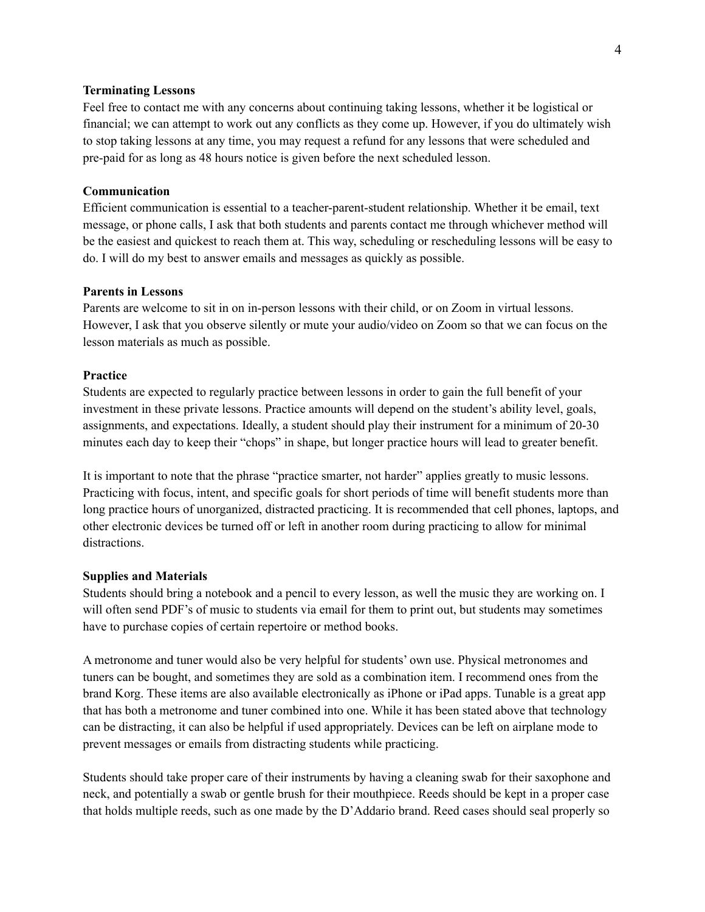**Terminating Lessons**

Feel free to contact me with any concerns about continuing taking lessons, whether it be logistical or financial; we can attempt to work out any conflicts as they come up. However, if you do ultimately wish to stop taking lessons at any time, you may request a refund for any lessons that were scheduled and pre-paid for as long as 48 hours notice is given before the next scheduled lesson.

**Communication**

Efficient communication is essential to a teacher-parent-student relationship. Whether it be email, text message, or phone calls, I ask that both students and parents contact me through whichever method will be the easiest and quickest to reach them at. This way, scheduling or rescheduling lessons will be easy to do. I will do my best to answer emails and messages as quickly as possible.

**Parents in Lessons**

Parents are welcome to sit in on in-person lessons with their child, or on Zoom in virtual lessons. However, I ask that you observe silently or mute your audio/video on Zoom so that we can focus on the lesson materials as much as possible.

**Practice**

Students are expected to regularly practice between lessons in order to gain the full benefit of your investment in these private lessons. Practice amounts will depend on the student's ability level, goals, assignments, and expectations. Ideally, a student should play their instrument for a minimum of 20-30 minutes each day to keep their "chops" in shape, but longer practice hours will lead to greater benefit.

It is important to note that the phrase "practice smarter, not harder" applies greatly to music lessons. Practicing with focus, intent, and specific goals for short periods of time will benefit students more than long practice hours of unorganized, distracted practicing. It is recommended that cell phones, laptops, and other electronic devices be turned off or left in another room during practicing to allow for minimal distractions.

**Supplies and Materials**

Students should bring a notebook and a pencil to every lesson, as well the music they are working on. I will often send PDF's of music to students via email for them to print out, but students may sometimes have to purchase copies of certain repertoire or method books.

A metronome and tuner would also be very helpful for students' own use. Physical metronomes and tuners can be bought, and sometimes they are sold as a combination item. I recommend ones from the brand Korg. These items are also available electronically as iPhone or iPad apps. Tunable is a great app that has both a metronome and tuner combined into one. While it has been stated above that technology can be distracting, it can also be helpful if used appropriately. Devices can be left on airplane mode to prevent messages or emails from distracting students while practicing.

Students should take proper care of their instruments by having a cleaning swab for their saxophone and neck, and potentially a swab or gentle brush for their mouthpiece. Reeds should be kept in a proper case that holds multiple reeds, such as one made by the D'Addario brand. Reed cases should seal properly so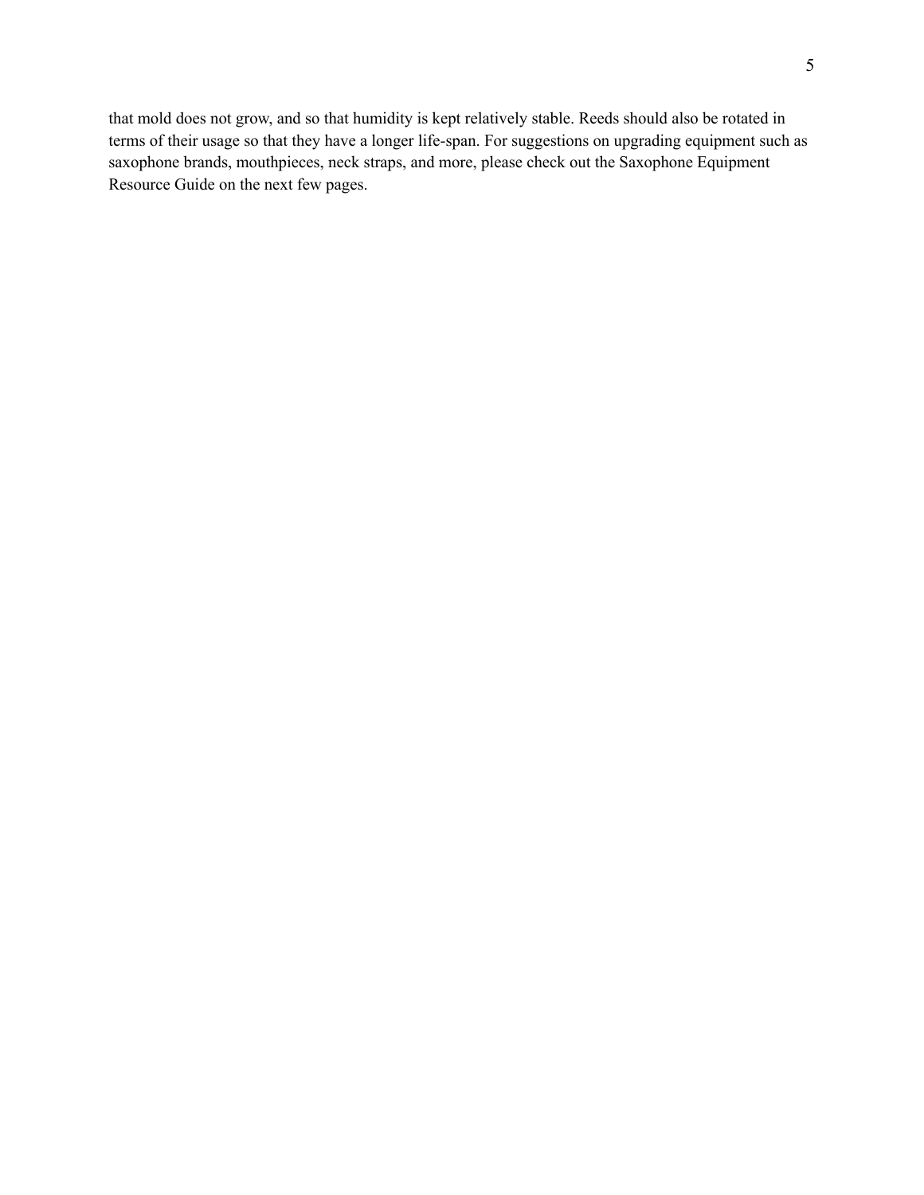that mold does not grow, and so that humidity is kept relatively stable. Reeds should also be rotated in terms of their usage so that they have a longer life-span. For suggestions on upgrading equipment such as saxophone brands, mouthpieces, neck straps, and more, please check out the Saxophone Equipment Resource Guide on the next few pages.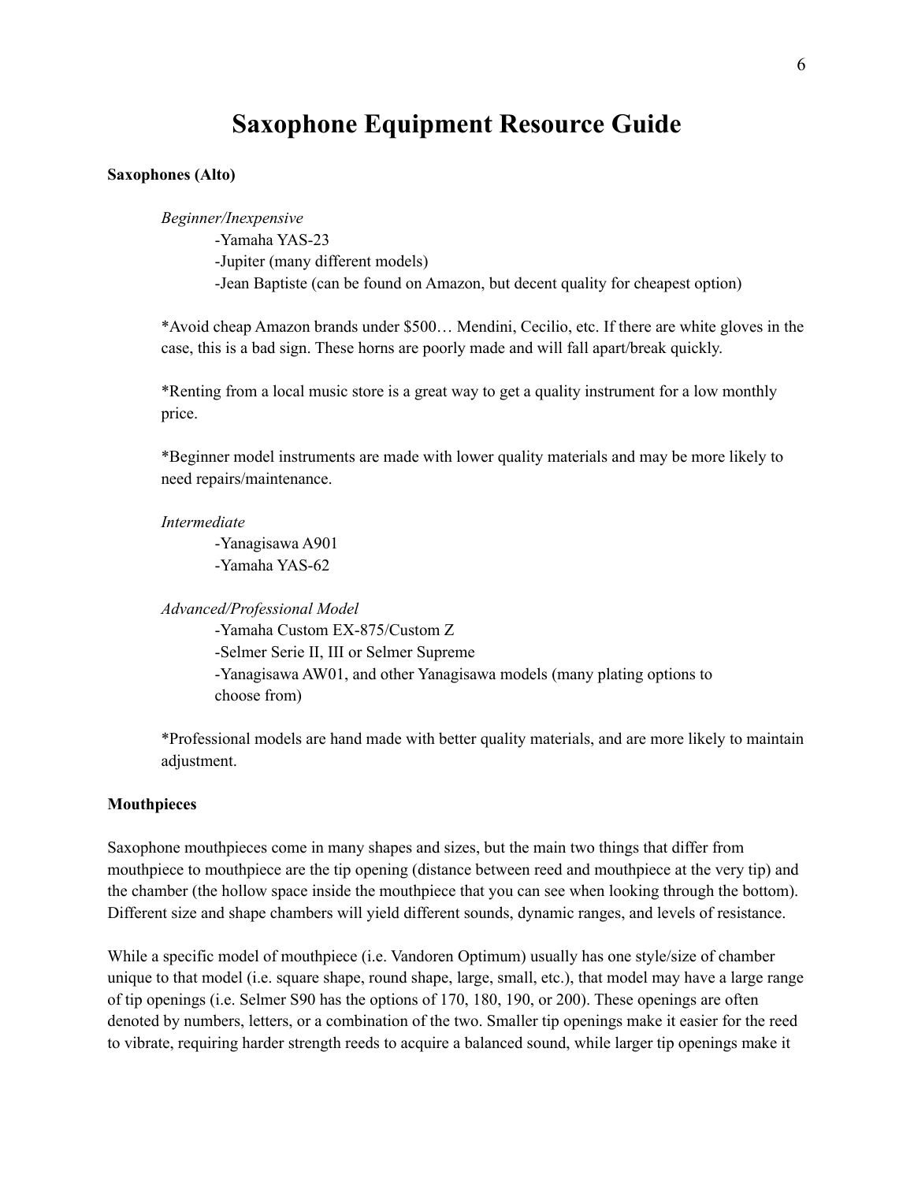# Saxophone Equipment Resource Guide

**Saxophones (Alto)**

*Beginner/Inexpensive*

-Yamaha YAS-23
-Jupiter (many different models)
-Jean Baptiste (can be found on Amazon, but decent quality for cheapest option)

*Avoid cheap Amazon brands under $500… Mendini, Cecilio, etc. If there are white gloves in the case, this is a bad sign. These horns are poorly made and will fall apart/break quickly.

*Renting from a local music store is a great way to get a quality instrument for a low monthly price.

*Beginner model instruments are made with lower quality materials and may be more likely to need repairs/maintenance.

*Intermediate*

-Yanagisawa A901
-Yamaha YAS-62

*Advanced/Professional Model*

-Yamaha Custom EX-875/Custom Z
-Selmer Serie II, III or Selmer Supreme
-Yanagisawa AW01, and other Yanagisawa models (many plating options to choose from)

*Professional models are hand made with better quality materials, and are more likely to maintain adjustment.

**Mouthpieces**

Saxophone mouthpieces come in many shapes and sizes, but the main two things that differ from mouthpiece to mouthpiece are the tip opening (distance between reed and mouthpiece at the very tip) and the chamber (the hollow space inside the mouthpiece that you can see when looking through the bottom). Different size and shape chambers will yield different sounds, dynamic ranges, and levels of resistance.

While a specific model of mouthpiece (i.e. Vandoren Optimum) usually has one style/size of chamber unique to that model (i.e. square shape, round shape, large, small, etc.), that model may have a large range of tip openings (i.e. Selmer S90 has the options of 170, 180, 190, or 200). These openings are often denoted by numbers, letters, or a combination of the two. Smaller tip openings make it easier for the reed to vibrate, requiring harder strength reeds to acquire a balanced sound, while larger tip openings make it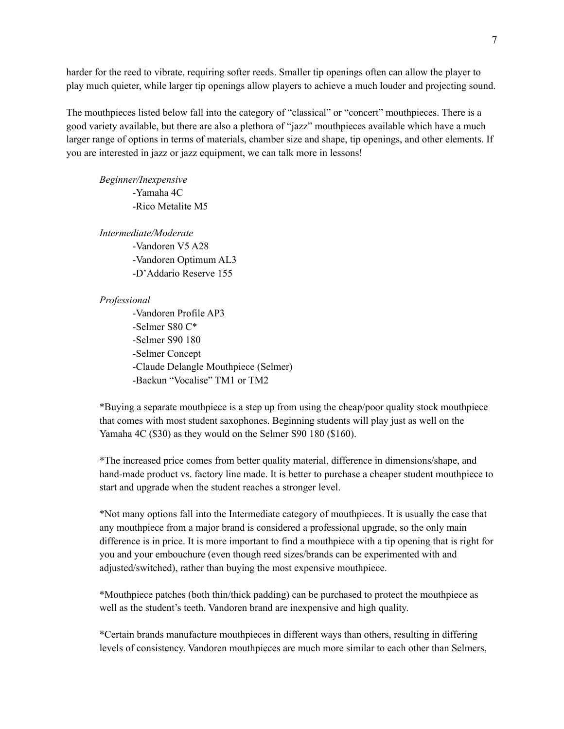harder for the reed to vibrate, requiring softer reeds. Smaller tip openings often can allow the player to play much quieter, while larger tip openings allow players to achieve a much louder and projecting sound.

The mouthpieces listed below fall into the category of "classical" or "concert" mouthpieces. There is a good variety available, but there are also a plethora of "jazz" mouthpieces available which have a much larger range of options in terms of materials, chamber size and shape, tip openings, and other elements. If you are interested in jazz or jazz equipment, we can talk more in lessons!

*Beginner/Inexpensive*
- Yamaha 4C
- Rico Metalite M5

*Intermediate/Moderate*
- Vandoren V5 A28
- Vandoren Optimum AL3
- D'Addario Reserve 155

*Professional*
- Vandoren Profile AP3
- Selmer S80 C*
- Selmer S90 180
- Selmer Concept
- Claude Delangle Mouthpiece (Selmer)
- Backun "Vocalise" TM1 or TM2

*Buying a separate mouthpiece is a step up from using the cheap/poor quality stock mouthpiece that comes with most student saxophones. Beginning students will play just as well on the Yamaha 4C ($30) as they would on the Selmer S90 180 ($160).

*The increased price comes from better quality material, difference in dimensions/shape, and hand-made product vs. factory line made. It is better to purchase a cheaper student mouthpiece to start and upgrade when the student reaches a stronger level.

*Not many options fall into the Intermediate category of mouthpieces. It is usually the case that any mouthpiece from a major brand is considered a professional upgrade, so the only main difference is in price. It is more important to find a mouthpiece with a tip opening that is right for you and your embouchure (even though reed sizes/brands can be experimented with and adjusted/switched), rather than buying the most expensive mouthpiece.

*Mouthpiece patches (both thin/thick padding) can be purchased to protect the mouthpiece as well as the student's teeth. Vandoren brand are inexpensive and high quality.

*Certain brands manufacture mouthpieces in different ways than others, resulting in differing levels of consistency. Vandoren mouthpieces are much more similar to each other than Selmers,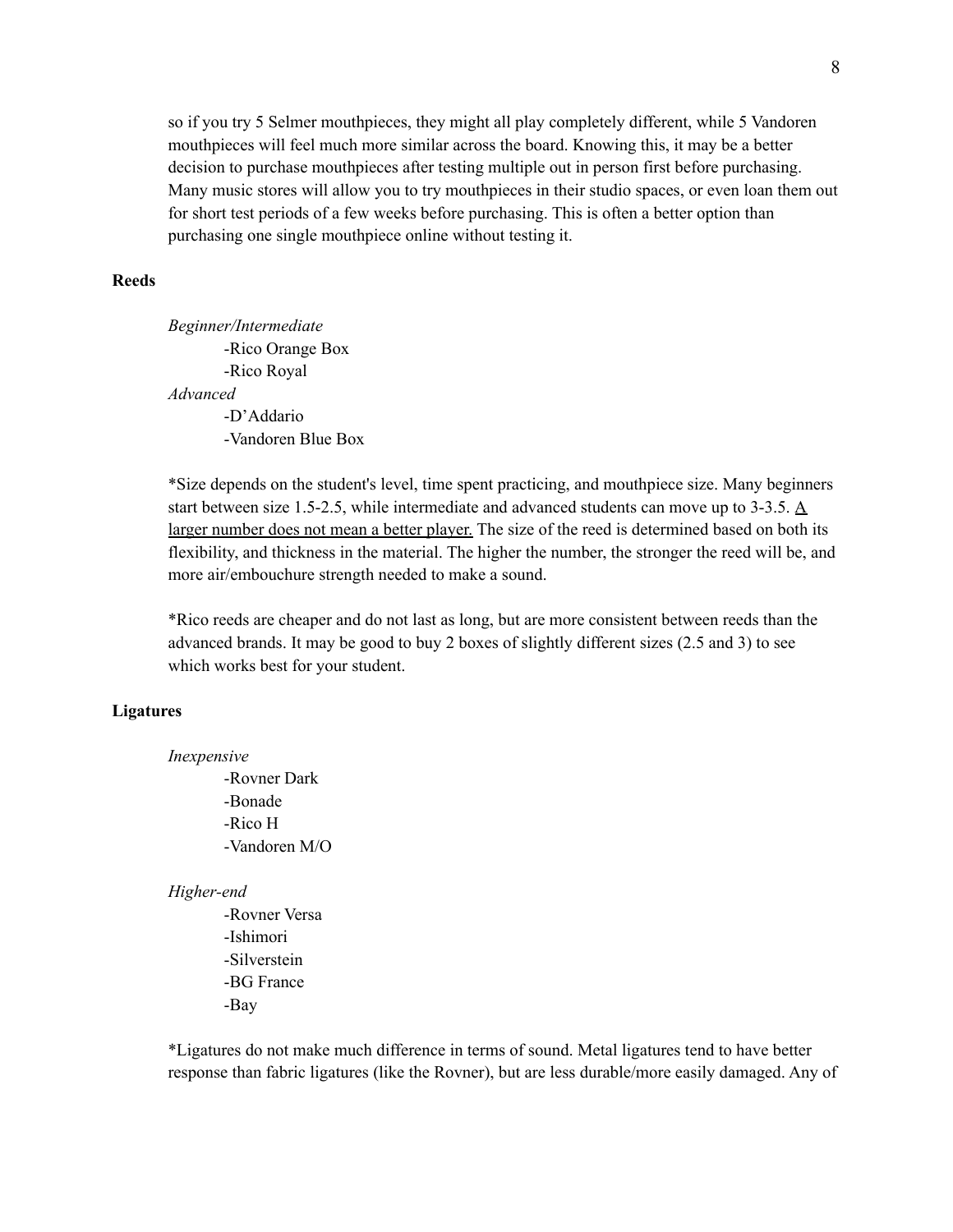so if you try 5 Selmer mouthpieces, they might all play completely different, while 5 Vandoren mouthpieces will feel much more similar across the board. Knowing this, it may be a better decision to purchase mouthpieces after testing multiple out in person first before purchasing. Many music stores will allow you to try mouthpieces in their studio spaces, or even loan them out for short test periods of a few weeks before purchasing. This is often a better option than purchasing one single mouthpiece online without testing it.

**Reeds**

*Beginner/Intermediate*

- Rico Orange Box
- Rico Royal

*Advanced*

- D'Addario
- Vandoren Blue Box

*Size depends on the student's level, time spent practicing, and mouthpiece size. Many beginners start between size 1.5-2.5, while intermediate and advanced students can move up to 3-3.5. <u>A larger number does not mean a better player.</u> The size of the reed is determined based on both its flexibility, and thickness in the material. The higher the number, the stronger the reed will be, and more air/embouchure strength needed to make a sound.

*Rico reeds are cheaper and do not last as long, but are more consistent between reeds than the advanced brands. It may be good to buy 2 boxes of slightly different sizes (2.5 and 3) to see which works best for your student.

**Ligatures**

*Inexpensive*

- Rovner Dark
- Bonade
- Rico H
- Vandoren M/O

*Higher-end*

- Rovner Versa
- Ishimori
- Silverstein
- BG France
- Bay

*Ligatures do not make much difference in terms of sound. Metal ligatures tend to have better response than fabric ligatures (like the Rovner), but are less durable/more easily damaged. Any of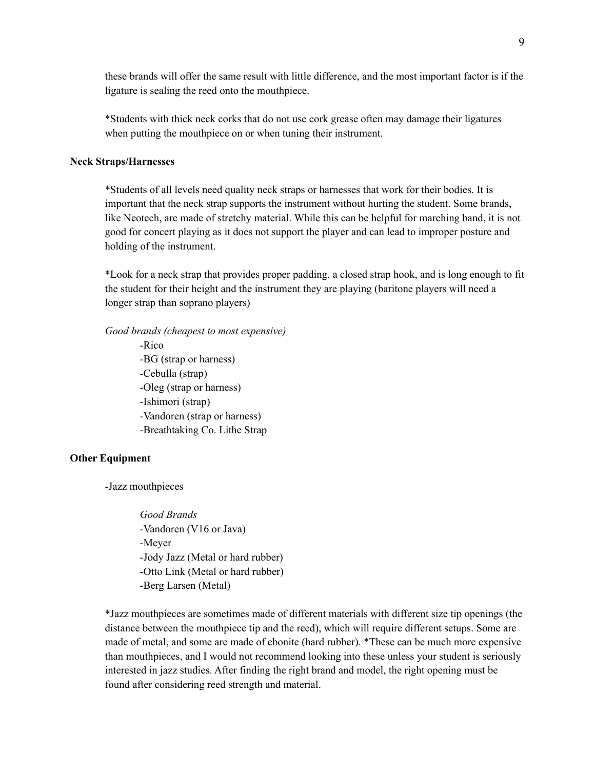these brands will offer the same result with little difference, and the most important factor is if the ligature is sealing the reed onto the mouthpiece.

*Students with thick neck corks that do not use cork grease often may damage their ligatures when putting the mouthpiece on or when tuning their instrument.

**Neck Straps/Harnesses**

*Students of all levels need quality neck straps or harnesses that work for their bodies. It is important that the neck strap supports the instrument without hurting the student. Some brands, like Neotech, are made of stretchy material. While this can be helpful for marching band, it is not good for concert playing as it does not support the player and can lead to improper posture and holding of the instrument.

*Look for a neck strap that provides proper padding, a closed strap hook, and is long enough to fit the student for their height and the instrument they are playing (baritone players will need a longer strap than soprano players)

*Good brands (cheapest to most expensive)*

-Rico
-BG (strap or harness)
-Cebulla (strap)
-Oleg (strap or harness)
-Ishimori (strap)
-Vandoren (strap or harness)
-Breathtaking Co. Lithe Strap

**Other Equipment**

-Jazz mouthpieces

*Good Brands*
-Vandoren (V16 or Java)
-Meyer
-Jody Jazz (Metal or hard rubber)
-Otto Link (Metal or hard rubber)
-Berg Larsen (Metal)

*Jazz mouthpieces are sometimes made of different materials with different size tip openings (the distance between the mouthpiece tip and the reed), which will require different setups. Some are made of metal, and some are made of ebonite (hard rubber). *These can be much more expensive than mouthpieces, and I would not recommend looking into these unless your student is seriously interested in jazz studies. After finding the right brand and model, the right opening must be found after considering reed strength and material.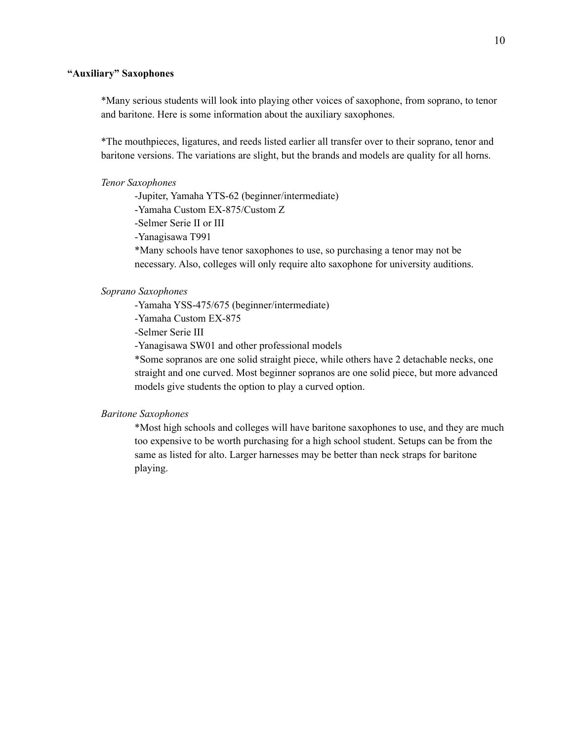### "Auxiliary" Saxophones

*Many serious students will look into playing other voices of saxophone, from soprano, to tenor and baritone. Here is some information about the auxiliary saxophones.

*The mouthpieces, ligatures, and reeds listed earlier all transfer over to their soprano, tenor and baritone versions. The variations are slight, but the brands and models are quality for all horns.

*Tenor Saxophones*

-Jupiter, Yamaha YTS-62 (beginner/intermediate)
-Yamaha Custom EX-875/Custom Z
-Selmer Serie II or III
-Yanagisawa T991
*Many schools have tenor saxophones to use, so purchasing a tenor may not be necessary. Also, colleges will only require alto saxophone for university auditions.

*Soprano Saxophones*

-Yamaha YSS-475/675 (beginner/intermediate)
-Yamaha Custom EX-875
-Selmer Serie III
-Yanagisawa SW01 and other professional models
*Some sopranos are one solid straight piece, while others have 2 detachable necks, one straight and one curved. Most beginner sopranos are one solid piece, but more advanced models give students the option to play a curved option.

*Baritone Saxophones*

*Most high schools and colleges will have baritone saxophones to use, and they are much too expensive to be worth purchasing for a high school student. Setups can be from the same as listed for alto. Larger harnesses may be better than neck straps for baritone playing.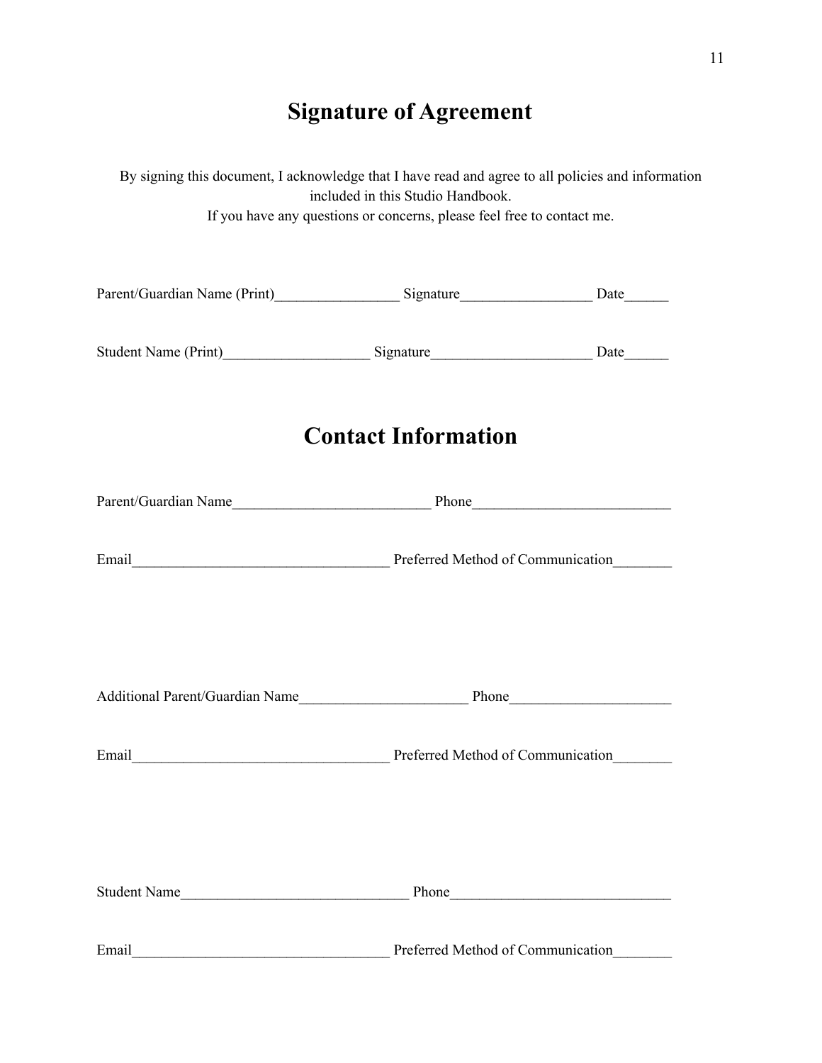# Signature of Agreement

By signing this document, I acknowledge that I have read and agree to all policies and information included in this Studio Handbook.
If you have any questions or concerns, please feel free to contact me.

Parent/Guardian Name (Print)_________________ Signature__________________ Date______

Student Name (Print)____________________ Signature______________________ Date______

# Contact Information

Parent/Guardian Name___________________________ Phone___________________________

Email___________________________________ Preferred Method of Communication________

Additional Parent/Guardian Name_______________________ Phone______________________

Email___________________________________ Preferred Method of Communication________

Student Name_______________________________ Phone______________________________

Email___________________________________ Preferred Method of Communication________